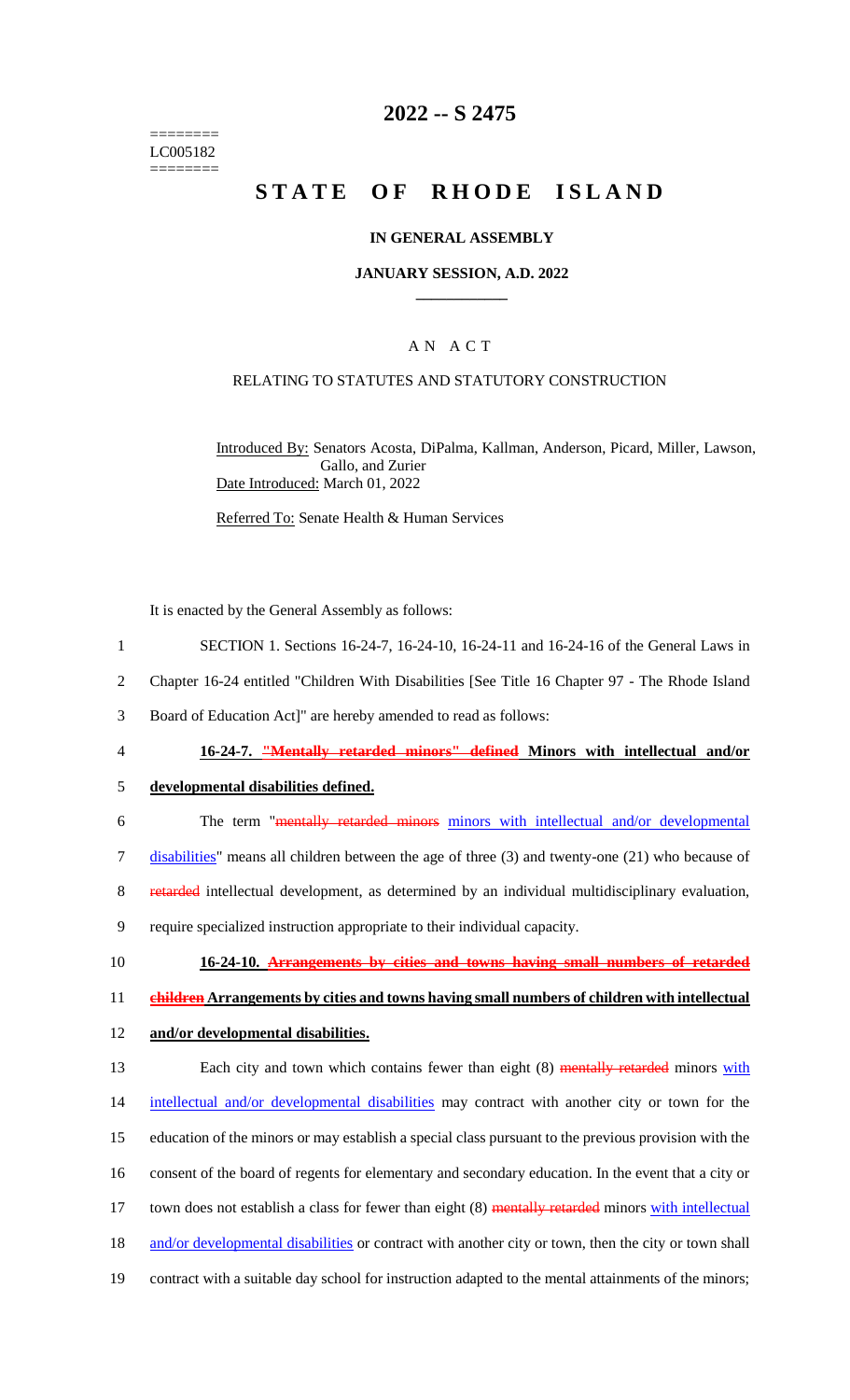========
LC005182
========

# 2022 -- S 2475

# STATE OF RHODE ISLAND

## IN GENERAL ASSEMBLY

### JANUARY SESSION, A.D. 2022

## A N A C T

### RELATING TO STATUTES AND STATUTORY CONSTRUCTION

Introduced By: Senators Acosta, DiPalma, Kallman, Anderson, Picard, Miller, Lawson, Gallo, and Zurier

Date Introduced: March 01, 2022

Referred To: Senate Health & Human Services

It is enacted by the General Assembly as follows:

1 SECTION 1. Sections 16-24-7, 16-24-10, 16-24-11 and 16-24-16 of the General Laws in
2 Chapter 16-24 entitled "Children With Disabilities [See Title 16 Chapter 97 - The Rhode Island
3 Board of Education Act]" are hereby amended to read as follows:

4 **16-24-7. ~~"Mentally retarded minors" defined~~ Minors with intellectual and/or**
5 **developmental disabilities defined.**

6 The term "~~mentally retarded minors~~ minors with intellectual and/or developmental
7 disabilities" means all children between the age of three (3) and twenty-one (21) who because of
8 ~~retarded~~ intellectual development, as determined by an individual multidisciplinary evaluation,
9 require specialized instruction appropriate to their individual capacity.

10 **16-24-10. ~~Arrangements by cities and towns having small numbers of retarded~~**
11 **~~children~~ Arrangements by cities and towns having small numbers of children with intellectual**
12 **and/or developmental disabilities.**

13 Each city and town which contains fewer than eight (8) ~~mentally retarded~~ minors with
14 intellectual and/or developmental disabilities may contract with another city or town for the
15 education of the minors or may establish a special class pursuant to the previous provision with the
16 consent of the board of regents for elementary and secondary education. In the event that a city or
17 town does not establish a class for fewer than eight (8) ~~mentally retarded~~ minors with intellectual
18 and/or developmental disabilities or contract with another city or town, then the city or town shall
19 contract with a suitable day school for instruction adapted to the mental attainments of the minors;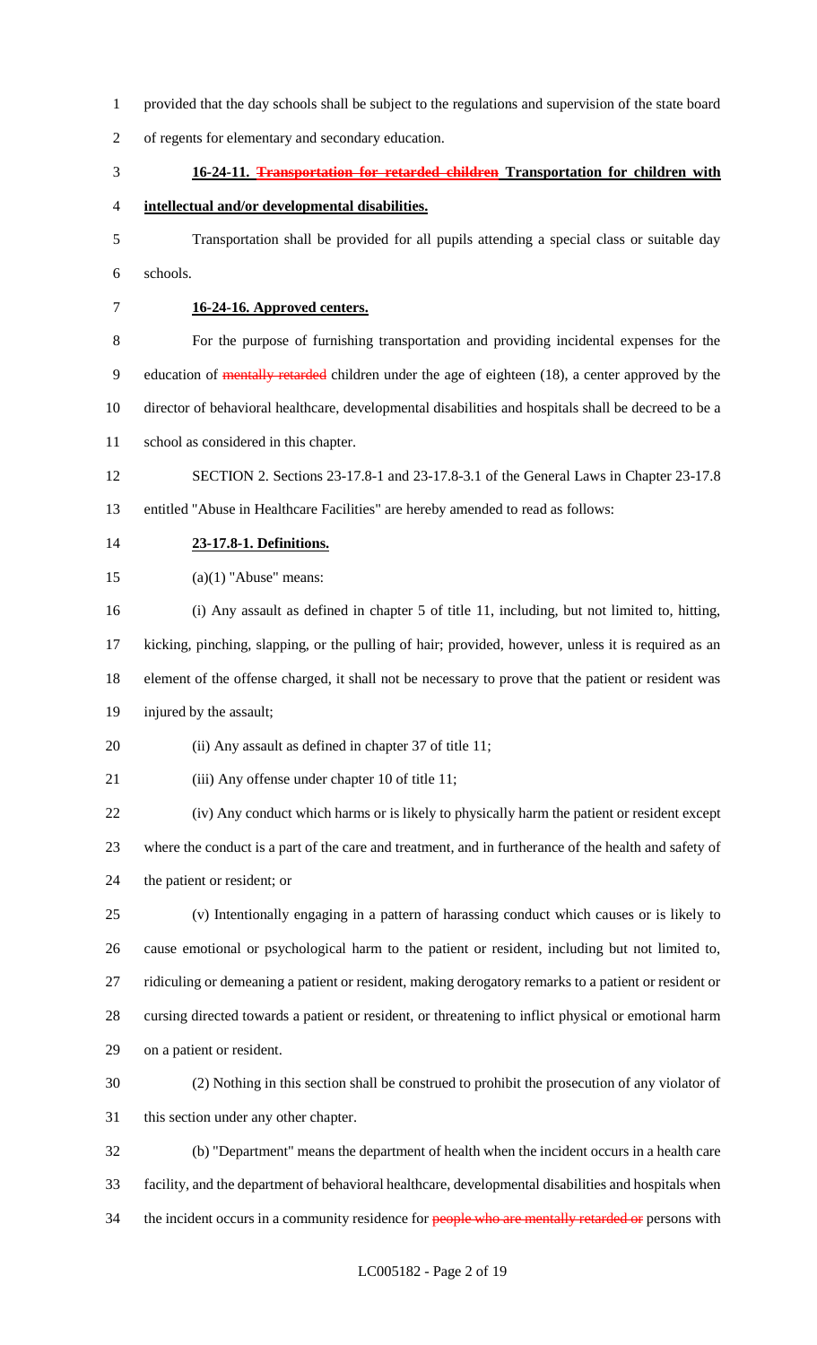provided that the day schools shall be subject to the regulations and supervision of the state board of regents for elementary and secondary education.

**16-24-11. ~~Transportation for retarded children~~ Transportation for children with intellectual and/or developmental disabilities.**

Transportation shall be provided for all pupils attending a special class or suitable day schools.

**16-24-16. Approved centers.**

For the purpose of furnishing transportation and providing incidental expenses for the education of ~~mentally retarded~~ children under the age of eighteen (18), a center approved by the director of behavioral healthcare, developmental disabilities and hospitals shall be decreed to be a school as considered in this chapter.

SECTION 2. Sections 23-17.8-1 and 23-17.8-3.1 of the General Laws in Chapter 23-17.8 entitled "Abuse in Healthcare Facilities" are hereby amended to read as follows:

**23-17.8-1. Definitions.**

(a)(1) "Abuse" means:

(i) Any assault as defined in chapter 5 of title 11, including, but not limited to, hitting, kicking, pinching, slapping, or the pulling of hair; provided, however, unless it is required as an element of the offense charged, it shall not be necessary to prove that the patient or resident was injured by the assault;

(ii) Any assault as defined in chapter 37 of title 11;

(iii) Any offense under chapter 10 of title 11;

(iv) Any conduct which harms or is likely to physically harm the patient or resident except where the conduct is a part of the care and treatment, and in furtherance of the health and safety of the patient or resident; or

(v) Intentionally engaging in a pattern of harassing conduct which causes or is likely to cause emotional or psychological harm to the patient or resident, including but not limited to, ridiculing or demeaning a patient or resident, making derogatory remarks to a patient or resident or cursing directed towards a patient or resident, or threatening to inflict physical or emotional harm on a patient or resident.

(2) Nothing in this section shall be construed to prohibit the prosecution of any violator of this section under any other chapter.

(b) "Department" means the department of health when the incident occurs in a health care facility, and the department of behavioral healthcare, developmental disabilities and hospitals when the incident occurs in a community residence for ~~people who are mentally retarded or~~ persons with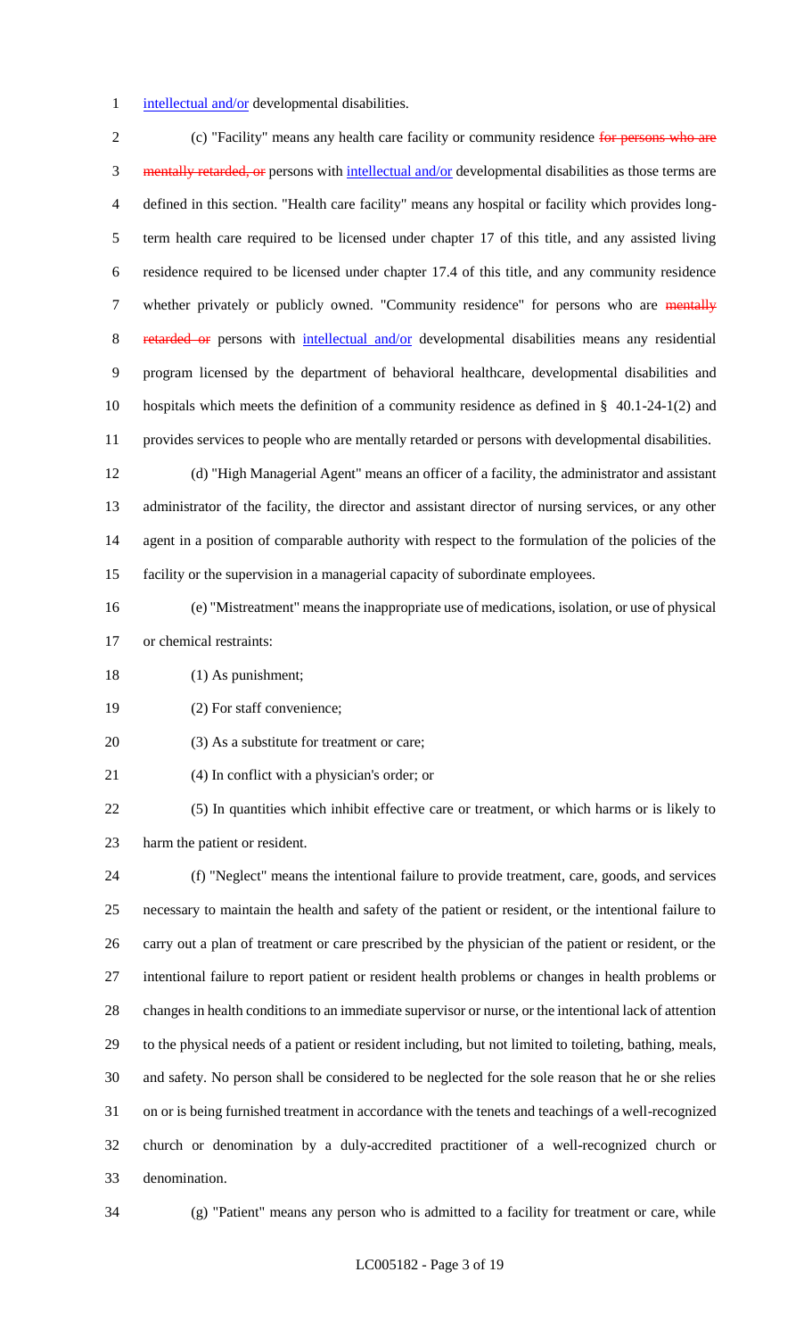intellectual and/or developmental disabilities.

(c) "Facility" means any health care facility or community residence ~~for persons who are mentally retarded, or~~ persons with intellectual and/or developmental disabilities as those terms are defined in this section. "Health care facility" means any hospital or facility which provides long-term health care required to be licensed under chapter 17 of this title, and any assisted living residence required to be licensed under chapter 17.4 of this title, and any community residence whether privately or publicly owned. "Community residence" for persons who are ~~mentally retarded or~~ persons with intellectual and/or developmental disabilities means any residential program licensed by the department of behavioral healthcare, developmental disabilities and hospitals which meets the definition of a community residence as defined in § 40.1-24-1(2) and provides services to people who are mentally retarded or persons with developmental disabilities.

(d) "High Managerial Agent" means an officer of a facility, the administrator and assistant administrator of the facility, the director and assistant director of nursing services, or any other agent in a position of comparable authority with respect to the formulation of the policies of the facility or the supervision in a managerial capacity of subordinate employees.

(e) "Mistreatment" means the inappropriate use of medications, isolation, or use of physical or chemical restraints:

(1) As punishment;

(2) For staff convenience;

(3) As a substitute for treatment or care;

(4) In conflict with a physician's order; or

(5) In quantities which inhibit effective care or treatment, or which harms or is likely to harm the patient or resident.

(f) "Neglect" means the intentional failure to provide treatment, care, goods, and services necessary to maintain the health and safety of the patient or resident, or the intentional failure to carry out a plan of treatment or care prescribed by the physician of the patient or resident, or the intentional failure to report patient or resident health problems or changes in health problems or changes in health conditions to an immediate supervisor or nurse, or the intentional lack of attention to the physical needs of a patient or resident including, but not limited to toileting, bathing, meals, and safety. No person shall be considered to be neglected for the sole reason that he or she relies on or is being furnished treatment in accordance with the tenets and teachings of a well-recognized church or denomination by a duly-accredited practitioner of a well-recognized church or denomination.

(g) "Patient" means any person who is admitted to a facility for treatment or care, while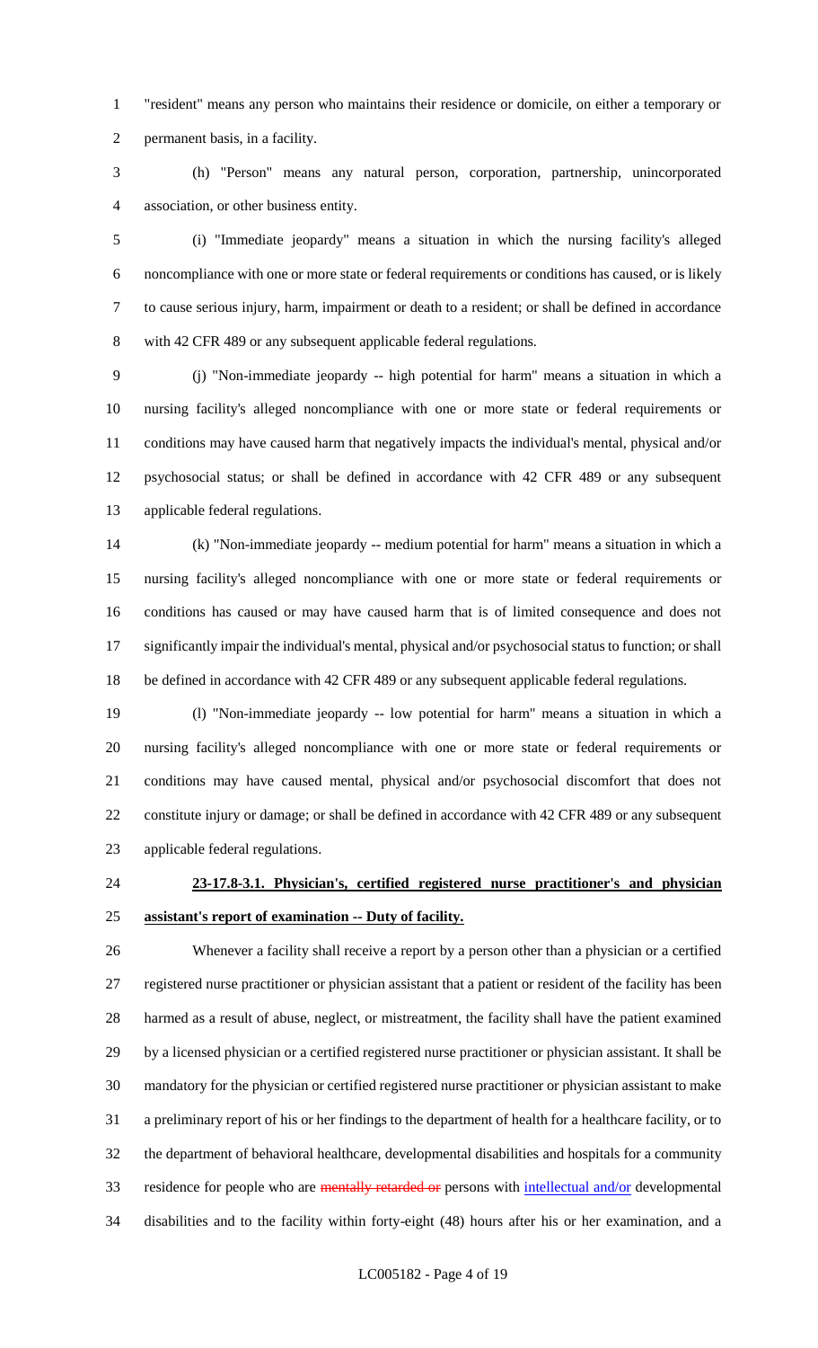"resident" means any person who maintains their residence or domicile, on either a temporary or permanent basis, in a facility.

(h) "Person" means any natural person, corporation, partnership, unincorporated association, or other business entity.

(i) "Immediate jeopardy" means a situation in which the nursing facility's alleged noncompliance with one or more state or federal requirements or conditions has caused, or is likely to cause serious injury, harm, impairment or death to a resident; or shall be defined in accordance with 42 CFR 489 or any subsequent applicable federal regulations.

(j) "Non-immediate jeopardy -- high potential for harm" means a situation in which a nursing facility's alleged noncompliance with one or more state or federal requirements or conditions may have caused harm that negatively impacts the individual's mental, physical and/or psychosocial status; or shall be defined in accordance with 42 CFR 489 or any subsequent applicable federal regulations.

(k) "Non-immediate jeopardy -- medium potential for harm" means a situation in which a nursing facility's alleged noncompliance with one or more state or federal requirements or conditions has caused or may have caused harm that is of limited consequence and does not significantly impair the individual's mental, physical and/or psychosocial status to function; or shall be defined in accordance with 42 CFR 489 or any subsequent applicable federal regulations.

(l) "Non-immediate jeopardy -- low potential for harm" means a situation in which a nursing facility's alleged noncompliance with one or more state or federal requirements or conditions may have caused mental, physical and/or psychosocial discomfort that does not constitute injury or damage; or shall be defined in accordance with 42 CFR 489 or any subsequent applicable federal regulations.

**23-17.8-3.1. Physician's, certified registered nurse practitioner's and physician assistant's report of examination -- Duty of facility.**

Whenever a facility shall receive a report by a person other than a physician or a certified registered nurse practitioner or physician assistant that a patient or resident of the facility has been harmed as a result of abuse, neglect, or mistreatment, the facility shall have the patient examined by a licensed physician or a certified registered nurse practitioner or physician assistant. It shall be mandatory for the physician or certified registered nurse practitioner or physician assistant to make a preliminary report of his or her findings to the department of health for a healthcare facility, or to the department of behavioral healthcare, developmental disabilities and hospitals for a community residence for people who are ~~mentally retarded or~~ persons with intellectual and/or developmental disabilities and to the facility within forty-eight (48) hours after his or her examination, and a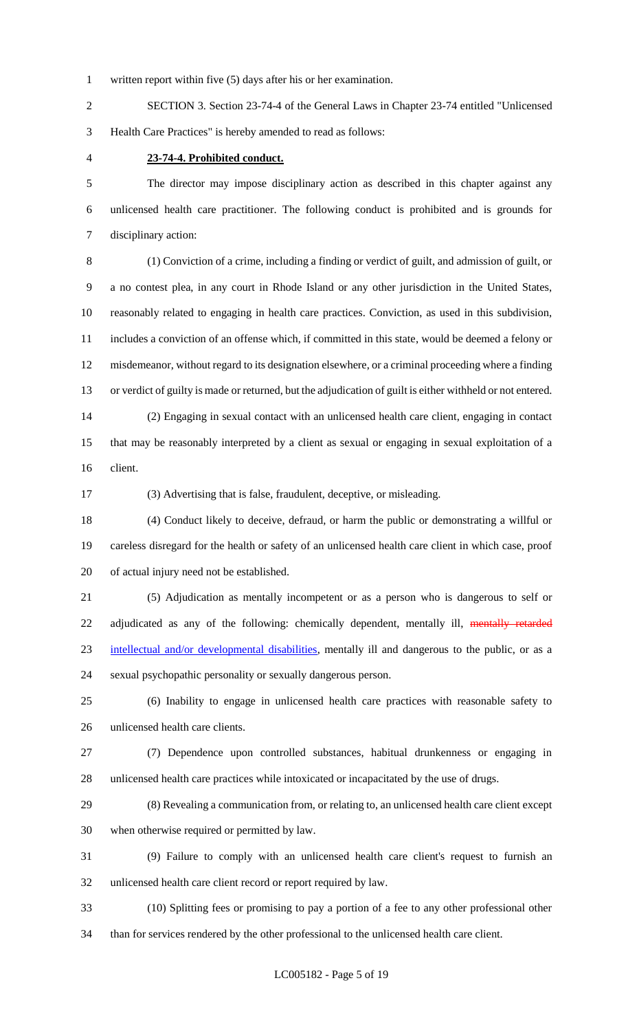written report within five (5) days after his or her examination.

SECTION 3. Section 23-74-4 of the General Laws in Chapter 23-74 entitled "Unlicensed Health Care Practices" is hereby amended to read as follows:

**23-74-4. Prohibited conduct.**

The director may impose disciplinary action as described in this chapter against any unlicensed health care practitioner. The following conduct is prohibited and is grounds for disciplinary action:

(1) Conviction of a crime, including a finding or verdict of guilt, and admission of guilt, or a no contest plea, in any court in Rhode Island or any other jurisdiction in the United States, reasonably related to engaging in health care practices. Conviction, as used in this subdivision, includes a conviction of an offense which, if committed in this state, would be deemed a felony or misdemeanor, without regard to its designation elsewhere, or a criminal proceeding where a finding or verdict of guilty is made or returned, but the adjudication of guilt is either withheld or not entered.

(2) Engaging in sexual contact with an unlicensed health care client, engaging in contact that may be reasonably interpreted by a client as sexual or engaging in sexual exploitation of a client.

(3) Advertising that is false, fraudulent, deceptive, or misleading.

(4) Conduct likely to deceive, defraud, or harm the public or demonstrating a willful or careless disregard for the health or safety of an unlicensed health care client in which case, proof of actual injury need not be established.

(5) Adjudication as mentally incompetent or as a person who is dangerous to self or adjudicated as any of the following: chemically dependent, mentally ill, ~~mentally retarded~~ intellectual and/or developmental disabilities, mentally ill and dangerous to the public, or as a sexual psychopathic personality or sexually dangerous person.

(6) Inability to engage in unlicensed health care practices with reasonable safety to unlicensed health care clients.

(7) Dependence upon controlled substances, habitual drunkenness or engaging in unlicensed health care practices while intoxicated or incapacitated by the use of drugs.

(8) Revealing a communication from, or relating to, an unlicensed health care client except when otherwise required or permitted by law.

(9) Failure to comply with an unlicensed health care client's request to furnish an unlicensed health care client record or report required by law.

(10) Splitting fees or promising to pay a portion of a fee to any other professional other than for services rendered by the other professional to the unlicensed health care client.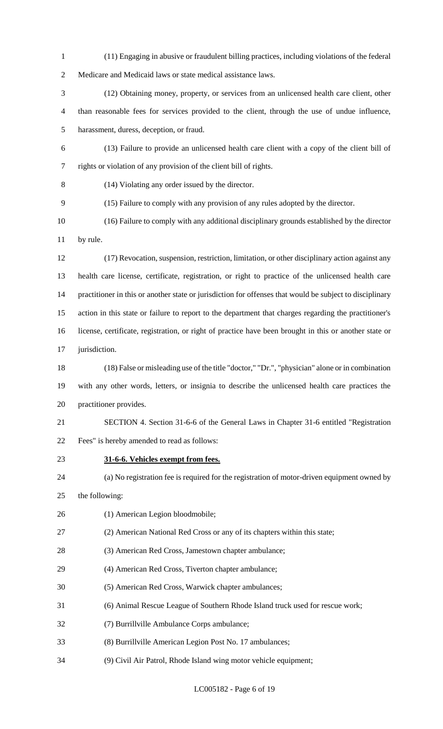(11) Engaging in abusive or fraudulent billing practices, including violations of the federal Medicare and Medicaid laws or state medical assistance laws.

(12) Obtaining money, property, or services from an unlicensed health care client, other than reasonable fees for services provided to the client, through the use of undue influence, harassment, duress, deception, or fraud.

(13) Failure to provide an unlicensed health care client with a copy of the client bill of rights or violation of any provision of the client bill of rights.

(14) Violating any order issued by the director.

(15) Failure to comply with any provision of any rules adopted by the director.

(16) Failure to comply with any additional disciplinary grounds established by the director by rule.

(17) Revocation, suspension, restriction, limitation, or other disciplinary action against any health care license, certificate, registration, or right to practice of the unlicensed health care practitioner in this or another state or jurisdiction for offenses that would be subject to disciplinary action in this state or failure to report to the department that charges regarding the practitioner's license, certificate, registration, or right of practice have been brought in this or another state or jurisdiction.

(18) False or misleading use of the title "doctor," "Dr.", "physician" alone or in combination with any other words, letters, or insignia to describe the unlicensed health care practices the practitioner provides.

SECTION 4. Section 31-6-6 of the General Laws in Chapter 31-6 entitled "Registration Fees" is hereby amended to read as follows:

**31-6-6. Vehicles exempt from fees.**

(a) No registration fee is required for the registration of motor-driven equipment owned by the following:

(1) American Legion bloodmobile;

(2) American National Red Cross or any of its chapters within this state;

(3) American Red Cross, Jamestown chapter ambulance;

(4) American Red Cross, Tiverton chapter ambulance;

(5) American Red Cross, Warwick chapter ambulances;

(6) Animal Rescue League of Southern Rhode Island truck used for rescue work;

(7) Burrillville Ambulance Corps ambulance;

(8) Burrillville American Legion Post No. 17 ambulances;

(9) Civil Air Patrol, Rhode Island wing motor vehicle equipment;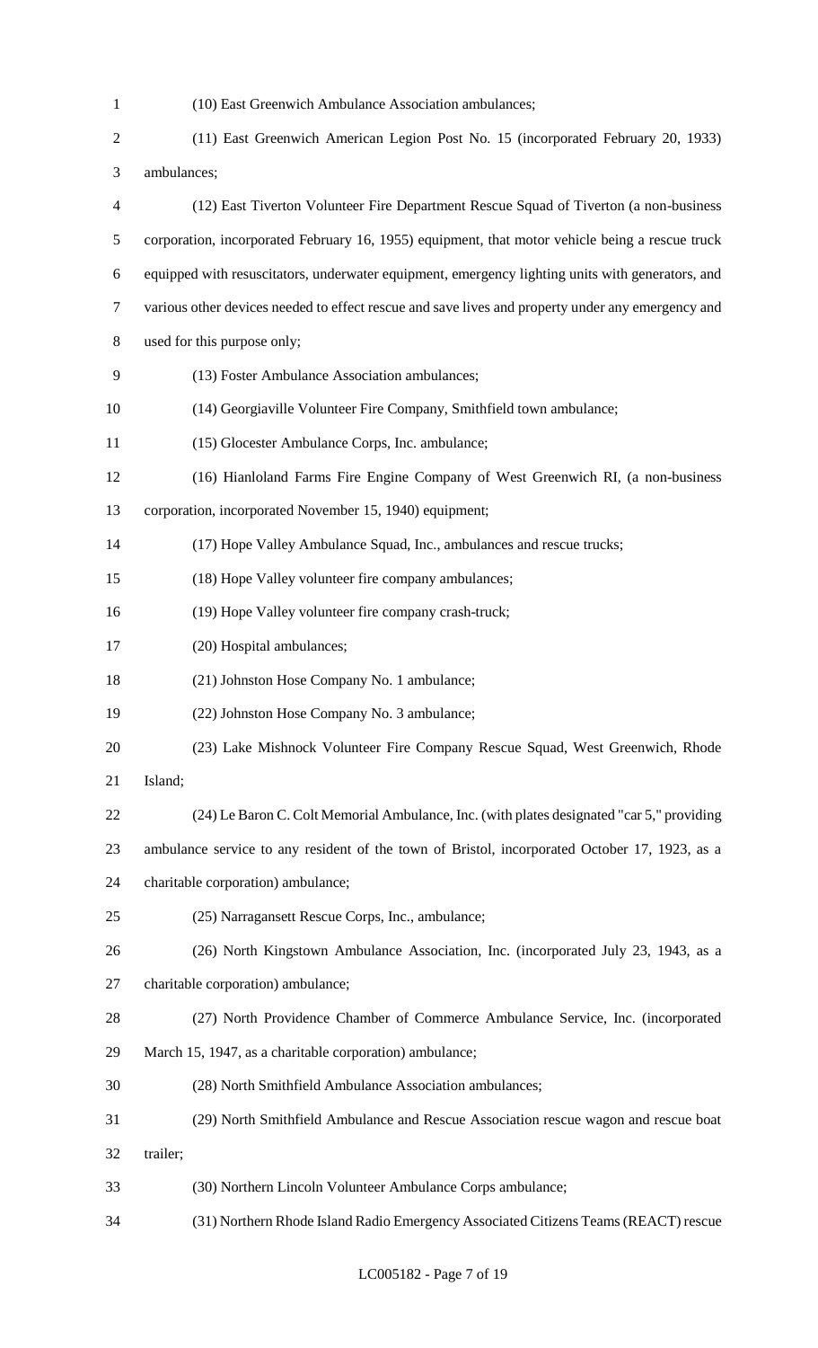(10) East Greenwich Ambulance Association ambulances;

(11) East Greenwich American Legion Post No. 15 (incorporated February 20, 1933) ambulances;

(12) East Tiverton Volunteer Fire Department Rescue Squad of Tiverton (a non-business corporation, incorporated February 16, 1955) equipment, that motor vehicle being a rescue truck equipped with resuscitators, underwater equipment, emergency lighting units with generators, and various other devices needed to effect rescue and save lives and property under any emergency and used for this purpose only;

(13) Foster Ambulance Association ambulances;

(14) Georgiaville Volunteer Fire Company, Smithfield town ambulance;

(15) Glocester Ambulance Corps, Inc. ambulance;

(16) Hianloland Farms Fire Engine Company of West Greenwich RI, (a non-business corporation, incorporated November 15, 1940) equipment;

(17) Hope Valley Ambulance Squad, Inc., ambulances and rescue trucks;

(18) Hope Valley volunteer fire company ambulances;

(19) Hope Valley volunteer fire company crash-truck;

(20) Hospital ambulances;

(21) Johnston Hose Company No. 1 ambulance;

(22) Johnston Hose Company No. 3 ambulance;

(23) Lake Mishnock Volunteer Fire Company Rescue Squad, West Greenwich, Rhode Island;

(24) Le Baron C. Colt Memorial Ambulance, Inc. (with plates designated "car 5," providing ambulance service to any resident of the town of Bristol, incorporated October 17, 1923, as a charitable corporation) ambulance;

(25) Narragansett Rescue Corps, Inc., ambulance;

(26) North Kingstown Ambulance Association, Inc. (incorporated July 23, 1943, as a charitable corporation) ambulance;

(27) North Providence Chamber of Commerce Ambulance Service, Inc. (incorporated March 15, 1947, as a charitable corporation) ambulance;

(28) North Smithfield Ambulance Association ambulances;

(29) North Smithfield Ambulance and Rescue Association rescue wagon and rescue boat trailer;

(30) Northern Lincoln Volunteer Ambulance Corps ambulance;

(31) Northern Rhode Island Radio Emergency Associated Citizens Teams (REACT) rescue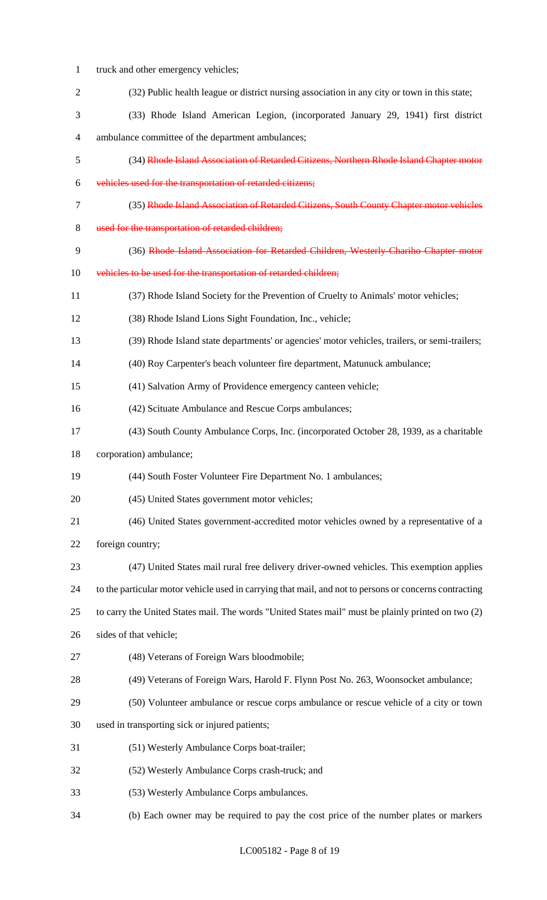truck and other emergency vehicles;

(32) Public health league or district nursing association in any city or town in this state;

(33) Rhode Island American Legion, (incorporated January 29, 1941) first district ambulance committee of the department ambulances;

(34) ~~Rhode Island Association of Retarded Citizens, Northern Rhode Island Chapter motor vehicles used for the transportation of retarded citizens;~~

(35) ~~Rhode Island Association of Retarded Citizens, South County Chapter motor vehicles used for the transportation of retarded children;~~

(36) ~~Rhode Island Association for Retarded Children, Westerly-Chariho Chapter motor vehicles to be used for the transportation of retarded children;~~

(37) Rhode Island Society for the Prevention of Cruelty to Animals' motor vehicles;

(38) Rhode Island Lions Sight Foundation, Inc., vehicle;

(39) Rhode Island state departments' or agencies' motor vehicles, trailers, or semi-trailers;

(40) Roy Carpenter's beach volunteer fire department, Matunuck ambulance;

(41) Salvation Army of Providence emergency canteen vehicle;

(42) Scituate Ambulance and Rescue Corps ambulances;

(43) South County Ambulance Corps, Inc. (incorporated October 28, 1939, as a charitable corporation) ambulance;

(44) South Foster Volunteer Fire Department No. 1 ambulances;

(45) United States government motor vehicles;

(46) United States government-accredited motor vehicles owned by a representative of a foreign country;

(47) United States mail rural free delivery driver-owned vehicles. This exemption applies to the particular motor vehicle used in carrying that mail, and not to persons or concerns contracting to carry the United States mail. The words "United States mail" must be plainly printed on two (2) sides of that vehicle;

(48) Veterans of Foreign Wars bloodmobile;

(49) Veterans of Foreign Wars, Harold F. Flynn Post No. 263, Woonsocket ambulance;

(50) Volunteer ambulance or rescue corps ambulance or rescue vehicle of a city or town used in transporting sick or injured patients;

(51) Westerly Ambulance Corps boat-trailer;

(52) Westerly Ambulance Corps crash-truck; and

(53) Westerly Ambulance Corps ambulances.

(b) Each owner may be required to pay the cost price of the number plates or markers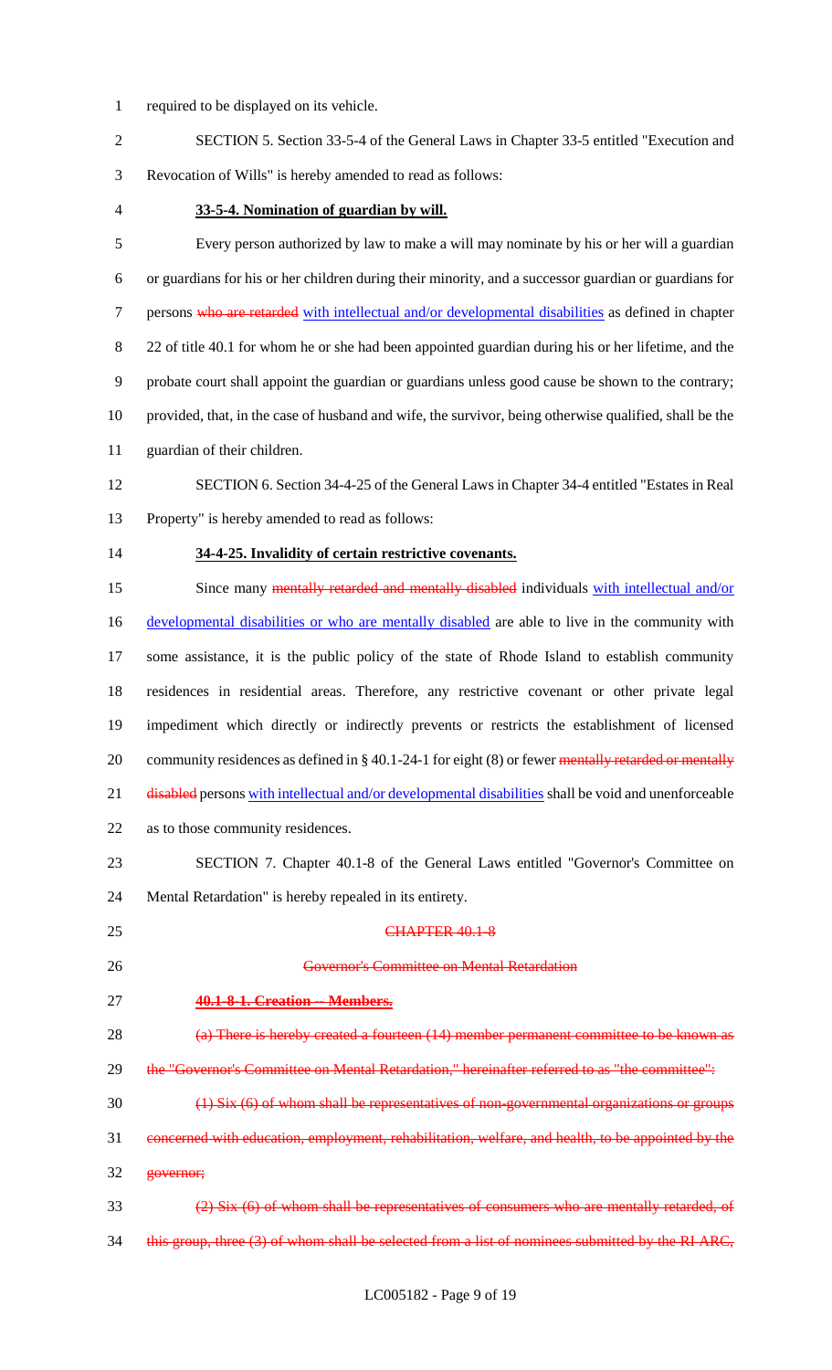required to be displayed on its vehicle.

SECTION 5. Section 33-5-4 of the General Laws in Chapter 33-5 entitled "Execution and Revocation of Wills" is hereby amended to read as follows:

**33-5-4. Nomination of guardian by will.**

Every person authorized by law to make a will may nominate by his or her will a guardian or guardians for his or her children during their minority, and a successor guardian or guardians for persons ~~who are retarded~~ with intellectual and/or developmental disabilities as defined in chapter 22 of title 40.1 for whom he or she had been appointed guardian during his or her lifetime, and the probate court shall appoint the guardian or guardians unless good cause be shown to the contrary; provided, that, in the case of husband and wife, the survivor, being otherwise qualified, shall be the guardian of their children.

SECTION 6. Section 34-4-25 of the General Laws in Chapter 34-4 entitled "Estates in Real Property" is hereby amended to read as follows:

**34-4-25. Invalidity of certain restrictive covenants.**

Since many ~~mentally retarded and mentally disabled~~ individuals with intellectual and/or developmental disabilities or who are mentally disabled are able to live in the community with some assistance, it is the public policy of the state of Rhode Island to establish community residences in residential areas. Therefore, any restrictive covenant or other private legal impediment which directly or indirectly prevents or restricts the establishment of licensed community residences as defined in § 40.1-24-1 for eight (8) or fewer ~~mentally retarded or mentally disabled~~ persons with intellectual and/or developmental disabilities shall be void and unenforceable as to those community residences.

SECTION 7. Chapter 40.1-8 of the General Laws entitled "Governor's Committee on Mental Retardation" is hereby repealed in its entirety.

~~CHAPTER 40.1-8~~

~~Governor's Committee on Mental Retardation~~

~~**40.1-8-1. Creation -- Members.**~~

~~(a) There is hereby created a fourteen (14) member permanent committee to be known as the "Governor's Committee on Mental Retardation," hereinafter referred to as "the committee":~~

~~(1) Six (6) of whom shall be representatives of non-governmental organizations or groups concerned with education, employment, rehabilitation, welfare, and health, to be appointed by the governor;~~

~~(2) Six (6) of whom shall be representatives of consumers who are mentally retarded, of this group, three (3) of whom shall be selected from a list of nominees submitted by the RI ARC,~~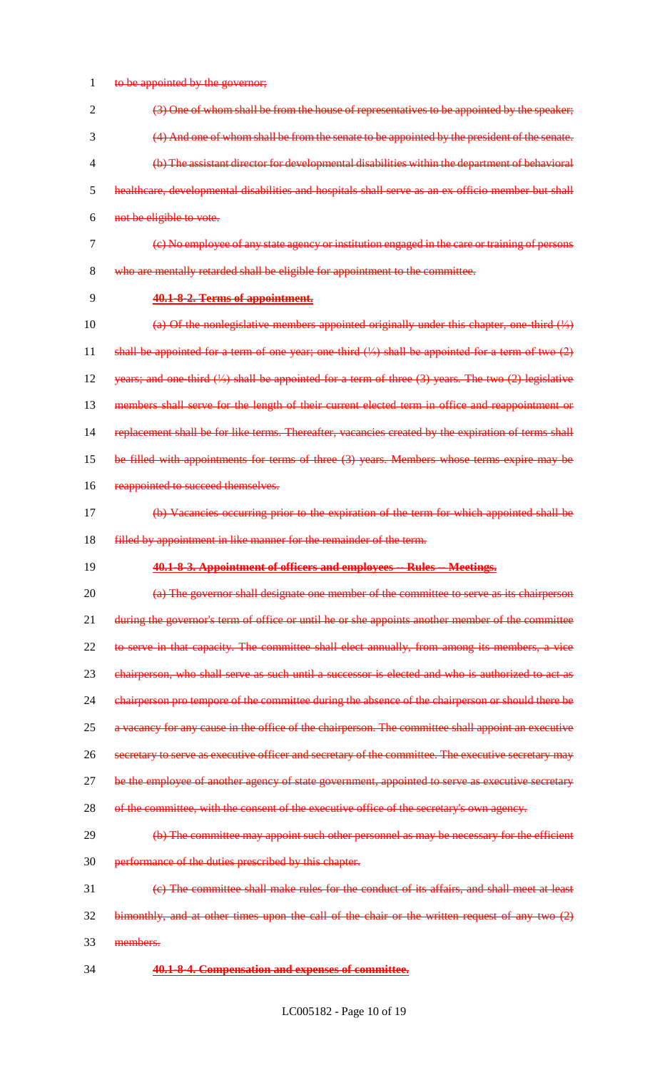~~to be appointed by the governor;~~

~~(3) One of whom shall be from the house of representatives to be appointed by the speaker;~~

~~(4) And one of whom shall be from the senate to be appointed by the president of the senate.~~

~~(b) The assistant director for developmental disabilities within the department of behavioral healthcare, developmental disabilities and hospitals shall serve as an ex officio member but shall not be eligible to vote.~~

~~(c) No employee of any state agency or institution engaged in the care or training of persons who are mentally retarded shall be eligible for appointment to the committee.~~

~~**40.1-8-2. Terms of appointment.**~~

~~(a) Of the nonlegislative members appointed originally under this chapter, one-third (⅓) shall be appointed for a term of one year; one-third (⅓) shall be appointed for a term of two (2) years; and one-third (⅓) shall be appointed for a term of three (3) years. The two (2) legislative members shall serve for the length of their current elected term in office and reappointment or replacement shall be for like terms. Thereafter, vacancies created by the expiration of terms shall be filled with appointments for terms of three (3) years. Members whose terms expire may be reappointed to succeed themselves.~~

~~(b) Vacancies occurring prior to the expiration of the term for which appointed shall be filled by appointment in like manner for the remainder of the term.~~

~~**40.1-8-3. Appointment of officers and employees -- Rules -- Meetings.**~~

~~(a) The governor shall designate one member of the committee to serve as its chairperson during the governor's term of office or until he or she appoints another member of the committee to serve in that capacity. The committee shall elect annually, from among its members, a vice chairperson, who shall serve as such until a successor is elected and who is authorized to act as chairperson pro tempore of the committee during the absence of the chairperson or should there be a vacancy for any cause in the office of the chairperson. The committee shall appoint an executive secretary to serve as executive officer and secretary of the committee. The executive secretary may be the employee of another agency of state government, appointed to serve as executive secretary of the committee, with the consent of the executive office of the secretary's own agency.~~

~~(b) The committee may appoint such other personnel as may be necessary for the efficient performance of the duties prescribed by this chapter.~~

~~(c) The committee shall make rules for the conduct of its affairs, and shall meet at least bimonthly, and at other times upon the call of the chair or the written request of any two (2) members.~~

~~**40.1-8-4. Compensation and expenses of committee.**~~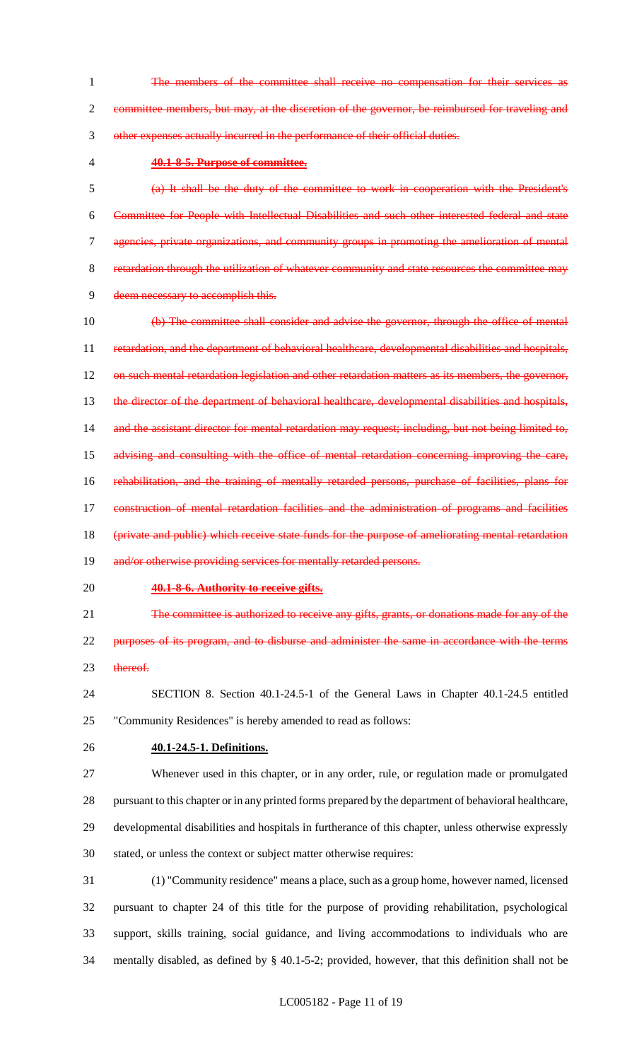~~The members of the committee shall receive no compensation for their services as committee members, but may, at the discretion of the governor, be reimbursed for traveling and other expenses actually incurred in the performance of their official duties.~~

~~**40.1-8-5. Purpose of committee.**~~

~~(a) It shall be the duty of the committee to work in cooperation with the President's Committee for People with Intellectual Disabilities and such other interested federal and state agencies, private organizations, and community groups in promoting the amelioration of mental retardation through the utilization of whatever community and state resources the committee may deem necessary to accomplish this.~~

~~(b) The committee shall consider and advise the governor, through the office of mental retardation, and the department of behavioral healthcare, developmental disabilities and hospitals, on such mental retardation legislation and other retardation matters as its members, the governor, the director of the department of behavioral healthcare, developmental disabilities and hospitals, and the assistant director for mental retardation may request; including, but not being limited to, advising and consulting with the office of mental retardation concerning improving the care, rehabilitation, and the training of mentally retarded persons, purchase of facilities, plans for construction of mental retardation facilities and the administration of programs and facilities (private and public) which receive state funds for the purpose of ameliorating mental retardation and/or otherwise providing services for mentally retarded persons.~~

~~**40.1-8-6. Authority to receive gifts.**~~

~~The committee is authorized to receive any gifts, grants, or donations made for any of the purposes of its program, and to disburse and administer the same in accordance with the terms thereof.~~

SECTION 8. Section 40.1-24.5-1 of the General Laws in Chapter 40.1-24.5 entitled "Community Residences" is hereby amended to read as follows:

**40.1-24.5-1. Definitions.**

Whenever used in this chapter, or in any order, rule, or regulation made or promulgated pursuant to this chapter or in any printed forms prepared by the department of behavioral healthcare, developmental disabilities and hospitals in furtherance of this chapter, unless otherwise expressly stated, or unless the context or subject matter otherwise requires:

(1) "Community residence" means a place, such as a group home, however named, licensed pursuant to chapter 24 of this title for the purpose of providing rehabilitation, psychological support, skills training, social guidance, and living accommodations to individuals who are mentally disabled, as defined by § 40.1-5-2; provided, however, that this definition shall not be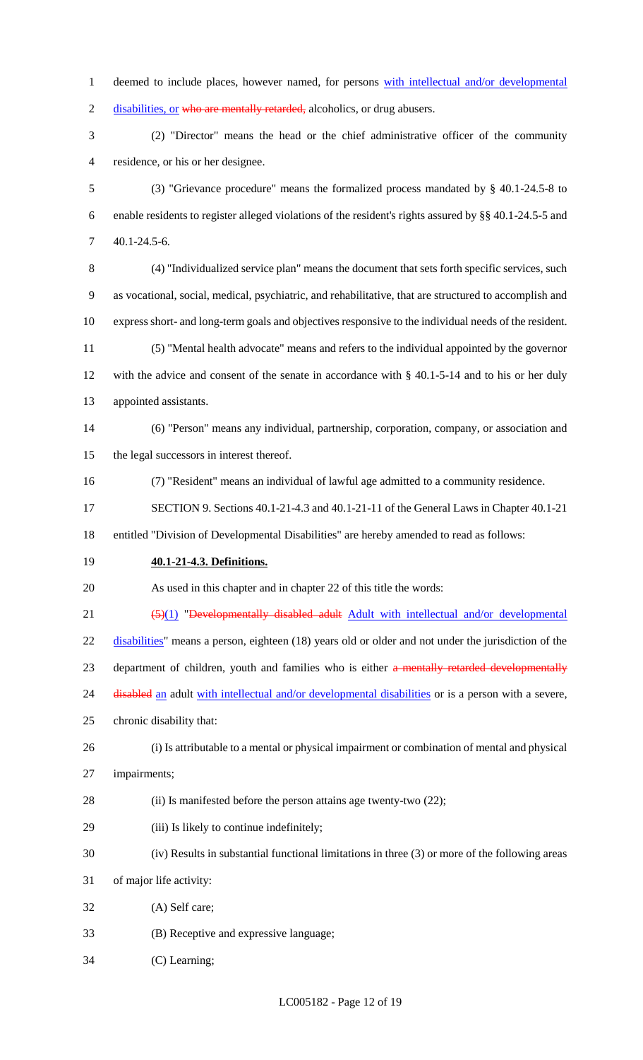deemed to include places, however named, for persons with intellectual and/or developmental disabilities, or ~~who are mentally retarded,~~ alcoholics, or drug abusers.

(2) "Director" means the head or the chief administrative officer of the community residence, or his or her designee.

(3) "Grievance procedure" means the formalized process mandated by § 40.1-24.5-8 to enable residents to register alleged violations of the resident's rights assured by §§ 40.1-24.5-5 and 40.1-24.5-6.

(4) "Individualized service plan" means the document that sets forth specific services, such as vocational, social, medical, psychiatric, and rehabilitative, that are structured to accomplish and express short- and long-term goals and objectives responsive to the individual needs of the resident.

(5) "Mental health advocate" means and refers to the individual appointed by the governor with the advice and consent of the senate in accordance with § 40.1-5-14 and to his or her duly appointed assistants.

(6) "Person" means any individual, partnership, corporation, company, or association and the legal successors in interest thereof.

(7) "Resident" means an individual of lawful age admitted to a community residence.

SECTION 9. Sections 40.1-21-4.3 and 40.1-21-11 of the General Laws in Chapter 40.1-21 entitled "Division of Developmental Disabilities" are hereby amended to read as follows:

**40.1-21-4.3. Definitions.**

As used in this chapter and in chapter 22 of this title the words:

~~(5)~~(1) "~~Developmentally disabled adult~~ Adult with intellectual and/or developmental disabilities" means a person, eighteen (18) years old or older and not under the jurisdiction of the department of children, youth and families who is either ~~a mentally retarded developmentally disabled~~ an adult with intellectual and/or developmental disabilities or is a person with a severe, chronic disability that:

(i) Is attributable to a mental or physical impairment or combination of mental and physical impairments;

(ii) Is manifested before the person attains age twenty-two (22);

(iii) Is likely to continue indefinitely;

(iv) Results in substantial functional limitations in three (3) or more of the following areas of major life activity:

(A) Self care;

(B) Receptive and expressive language;

(C) Learning;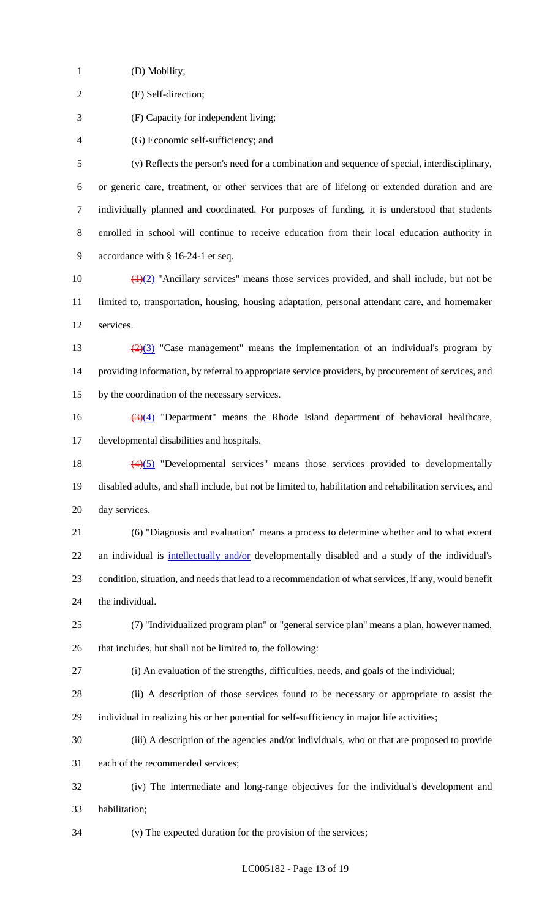(D) Mobility;

(E) Self-direction;

(F) Capacity for independent living;

(G) Economic self-sufficiency; and

(v) Reflects the person's need for a combination and sequence of special, interdisciplinary, or generic care, treatment, or other services that are of lifelong or extended duration and are individually planned and coordinated. For purposes of funding, it is understood that students enrolled in school will continue to receive education from their local education authority in accordance with § 16-24-1 et seq.

~~(1)~~(2) "Ancillary services" means those services provided, and shall include, but not be limited to, transportation, housing, housing adaptation, personal attendant care, and homemaker services.

~~(2)~~(3) "Case management" means the implementation of an individual's program by providing information, by referral to appropriate service providers, by procurement of services, and by the coordination of the necessary services.

~~(3)~~(4) "Department" means the Rhode Island department of behavioral healthcare, developmental disabilities and hospitals.

~~(4)~~(5) "Developmental services" means those services provided to developmentally disabled adults, and shall include, but not be limited to, habilitation and rehabilitation services, and day services.

(6) "Diagnosis and evaluation" means a process to determine whether and to what extent an individual is intellectually and/or developmentally disabled and a study of the individual's condition, situation, and needs that lead to a recommendation of what services, if any, would benefit the individual.

(7) "Individualized program plan" or "general service plan" means a plan, however named, that includes, but shall not be limited to, the following:

(i) An evaluation of the strengths, difficulties, needs, and goals of the individual;

(ii) A description of those services found to be necessary or appropriate to assist the individual in realizing his or her potential for self-sufficiency in major life activities;

(iii) A description of the agencies and/or individuals, who or that are proposed to provide each of the recommended services;

(iv) The intermediate and long-range objectives for the individual's development and habilitation;

(v) The expected duration for the provision of the services;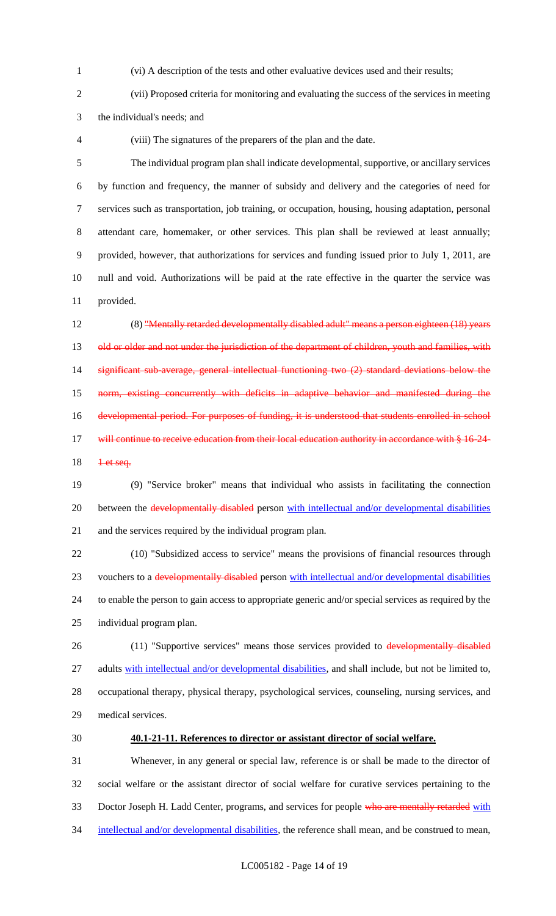(vi) A description of the tests and other evaluative devices used and their results;

(vii) Proposed criteria for monitoring and evaluating the success of the services in meeting the individual's needs; and

(viii) The signatures of the preparers of the plan and the date.

The individual program plan shall indicate developmental, supportive, or ancillary services by function and frequency, the manner of subsidy and delivery and the categories of need for services such as transportation, job training, or occupation, housing, housing adaptation, personal attendant care, homemaker, or other services. This plan shall be reviewed at least annually; provided, however, that authorizations for services and funding issued prior to July 1, 2011, are null and void. Authorizations will be paid at the rate effective in the quarter the service was provided.

(8) ~~"Mentally retarded developmentally disabled adult" means a person eighteen (18) years old or older and not under the jurisdiction of the department of children, youth and families, with significant sub-average, general intellectual functioning two (2) standard deviations below the norm, existing concurrently with deficits in adaptive behavior and manifested during the developmental period. For purposes of funding, it is understood that students enrolled in school will continue to receive education from their local education authority in accordance with § 16-24-1 et seq.~~

(9) "Service broker" means that individual who assists in facilitating the connection between the ~~developmentally disabled~~ person <u>with intellectual and/or developmental disabilities</u> and the services required by the individual program plan.

(10) "Subsidized access to service" means the provisions of financial resources through vouchers to a ~~developmentally disabled~~ person <u>with intellectual and/or developmental disabilities</u> to enable the person to gain access to appropriate generic and/or special services as required by the individual program plan.

(11) "Supportive services" means those services provided to ~~developmentally disabled~~ adults <u>with intellectual and/or developmental disabilities</u>, and shall include, but not be limited to, occupational therapy, physical therapy, psychological services, counseling, nursing services, and medical services.

**40.1-21-11. References to director or assistant director of social welfare.**

Whenever, in any general or special law, reference is or shall be made to the director of social welfare or the assistant director of social welfare for curative services pertaining to the Doctor Joseph H. Ladd Center, programs, and services for people ~~who are mentally retarded~~ <u>with intellectual and/or developmental disabilities</u>, the reference shall mean, and be construed to mean,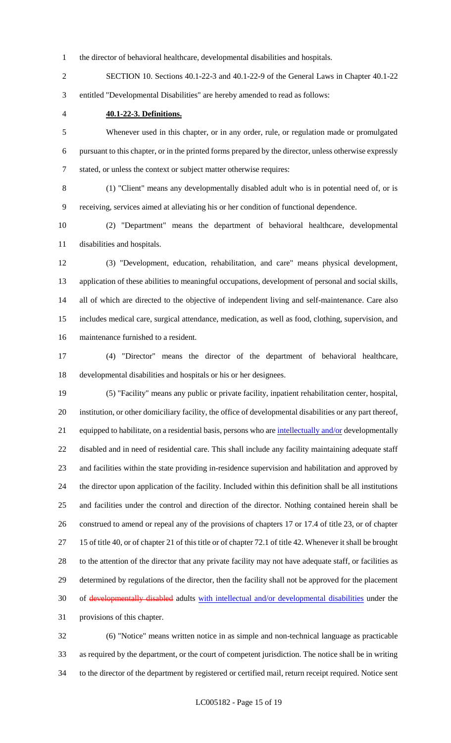the director of behavioral healthcare, developmental disabilities and hospitals.

SECTION 10. Sections 40.1-22-3 and 40.1-22-9 of the General Laws in Chapter 40.1-22 entitled "Developmental Disabilities" are hereby amended to read as follows:

**40.1-22-3. Definitions.**

Whenever used in this chapter, or in any order, rule, or regulation made or promulgated pursuant to this chapter, or in the printed forms prepared by the director, unless otherwise expressly stated, or unless the context or subject matter otherwise requires:

(1) "Client" means any developmentally disabled adult who is in potential need of, or is receiving, services aimed at alleviating his or her condition of functional dependence.

(2) "Department" means the department of behavioral healthcare, developmental disabilities and hospitals.

(3) "Development, education, rehabilitation, and care" means physical development, application of these abilities to meaningful occupations, development of personal and social skills, all of which are directed to the objective of independent living and self-maintenance. Care also includes medical care, surgical attendance, medication, as well as food, clothing, supervision, and maintenance furnished to a resident.

(4) "Director" means the director of the department of behavioral healthcare, developmental disabilities and hospitals or his or her designees.

(5) "Facility" means any public or private facility, inpatient rehabilitation center, hospital, institution, or other domiciliary facility, the office of developmental disabilities or any part thereof, equipped to habilitate, on a residential basis, persons who are intellectually and/or developmentally disabled and in need of residential care. This shall include any facility maintaining adequate staff and facilities within the state providing in-residence supervision and habilitation and approved by the director upon application of the facility. Included within this definition shall be all institutions and facilities under the control and direction of the director. Nothing contained herein shall be construed to amend or repeal any of the provisions of chapters 17 or 17.4 of title 23, or of chapter 15 of title 40, or of chapter 21 of this title or of chapter 72.1 of title 42. Whenever it shall be brought to the attention of the director that any private facility may not have adequate staff, or facilities as determined by regulations of the director, then the facility shall not be approved for the placement of ~~developmentally disabled~~ adults with intellectual and/or developmental disabilities under the provisions of this chapter.

(6) "Notice" means written notice in as simple and non-technical language as practicable as required by the department, or the court of competent jurisdiction. The notice shall be in writing to the director of the department by registered or certified mail, return receipt required. Notice sent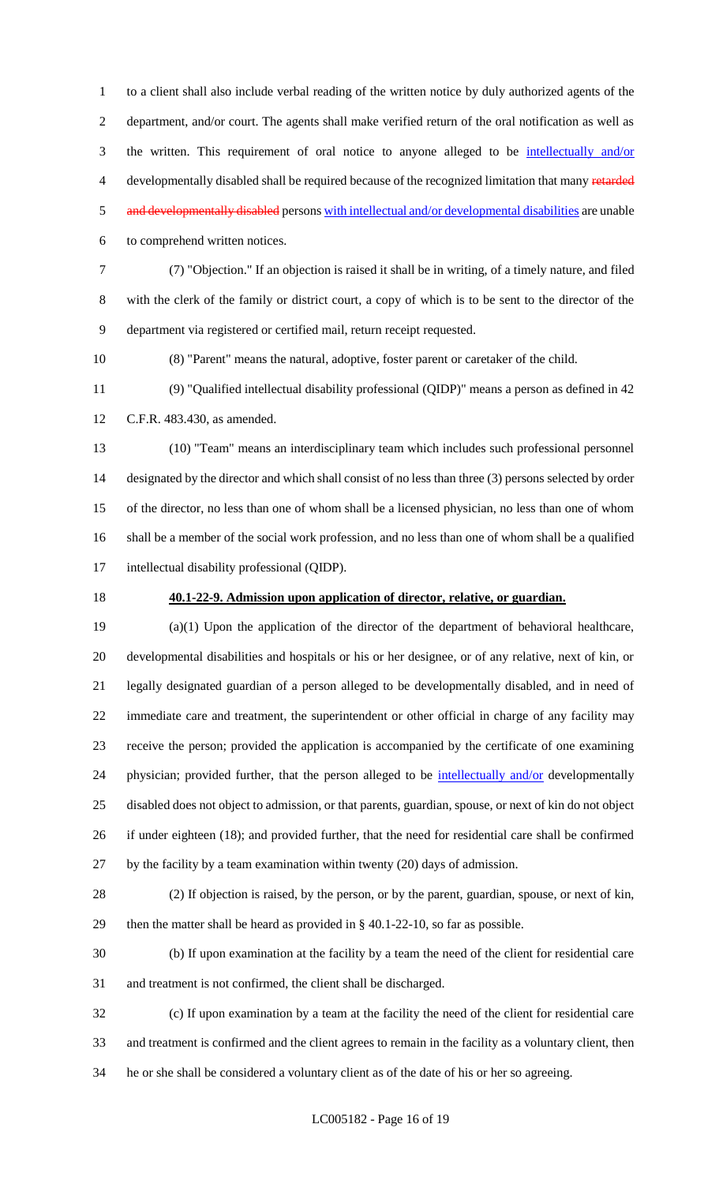to a client shall also include verbal reading of the written notice by duly authorized agents of the department, and/or court. The agents shall make verified return of the oral notification as well as the written. This requirement of oral notice to anyone alleged to be intellectually and/or developmentally disabled shall be required because of the recognized limitation that many ~~retarded and developmentally disabled~~ persons with intellectual and/or developmental disabilities are unable to comprehend written notices.

(7) "Objection." If an objection is raised it shall be in writing, of a timely nature, and filed with the clerk of the family or district court, a copy of which is to be sent to the director of the department via registered or certified mail, return receipt requested.

(8) "Parent" means the natural, adoptive, foster parent or caretaker of the child.

(9) "Qualified intellectual disability professional (QIDP)" means a person as defined in 42 C.F.R. 483.430, as amended.

(10) "Team" means an interdisciplinary team which includes such professional personnel designated by the director and which shall consist of no less than three (3) persons selected by order of the director, no less than one of whom shall be a licensed physician, no less than one of whom shall be a member of the social work profession, and no less than one of whom shall be a qualified intellectual disability professional (QIDP).

**40.1-22-9. Admission upon application of director, relative, or guardian.**

(a)(1) Upon the application of the director of the department of behavioral healthcare, developmental disabilities and hospitals or his or her designee, or of any relative, next of kin, or legally designated guardian of a person alleged to be developmentally disabled, and in need of immediate care and treatment, the superintendent or other official in charge of any facility may receive the person; provided the application is accompanied by the certificate of one examining physician; provided further, that the person alleged to be intellectually and/or developmentally disabled does not object to admission, or that parents, guardian, spouse, or next of kin do not object if under eighteen (18); and provided further, that the need for residential care shall be confirmed by the facility by a team examination within twenty (20) days of admission.

(2) If objection is raised, by the person, or by the parent, guardian, spouse, or next of kin, then the matter shall be heard as provided in § 40.1-22-10, so far as possible.

(b) If upon examination at the facility by a team the need of the client for residential care and treatment is not confirmed, the client shall be discharged.

(c) If upon examination by a team at the facility the need of the client for residential care and treatment is confirmed and the client agrees to remain in the facility as a voluntary client, then he or she shall be considered a voluntary client as of the date of his or her so agreeing.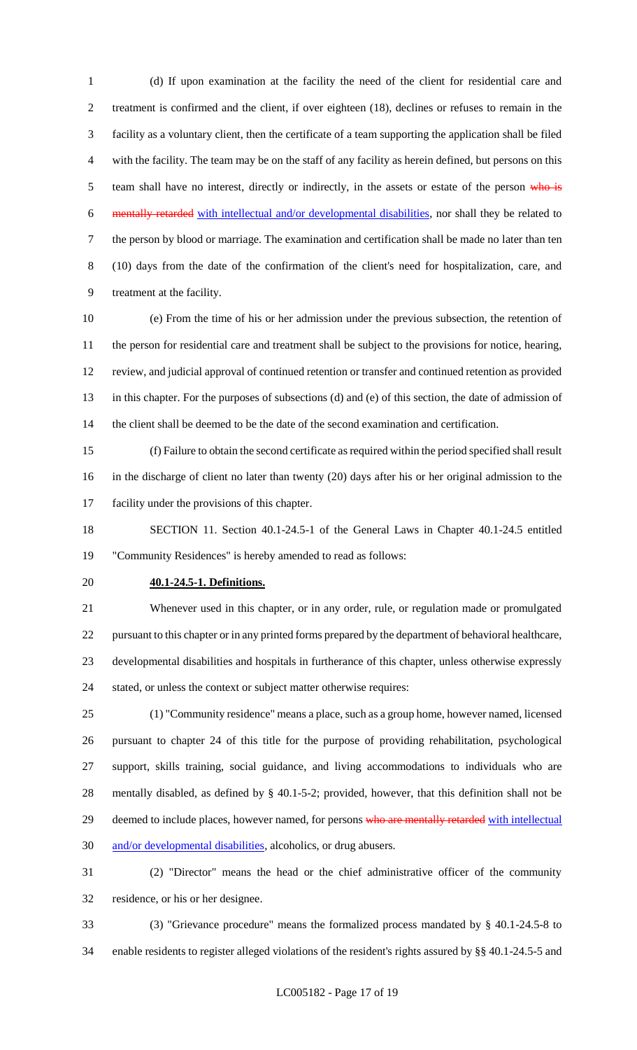(d) If upon examination at the facility the need of the client for residential care and treatment is confirmed and the client, if over eighteen (18), declines or refuses to remain in the facility as a voluntary client, then the certificate of a team supporting the application shall be filed with the facility. The team may be on the staff of any facility as herein defined, but persons on this team shall have no interest, directly or indirectly, in the assets or estate of the person ~~who is mentally retarded~~ with intellectual and/or developmental disabilities, nor shall they be related to the person by blood or marriage. The examination and certification shall be made no later than ten (10) days from the date of the confirmation of the client's need for hospitalization, care, and treatment at the facility.

(e) From the time of his or her admission under the previous subsection, the retention of the person for residential care and treatment shall be subject to the provisions for notice, hearing, review, and judicial approval of continued retention or transfer and continued retention as provided in this chapter. For the purposes of subsections (d) and (e) of this section, the date of admission of the client shall be deemed to be the date of the second examination and certification.

(f) Failure to obtain the second certificate as required within the period specified shall result in the discharge of client no later than twenty (20) days after his or her original admission to the facility under the provisions of this chapter.

SECTION 11. Section 40.1-24.5-1 of the General Laws in Chapter 40.1-24.5 entitled "Community Residences" is hereby amended to read as follows:

**40.1-24.5-1. Definitions.**

Whenever used in this chapter, or in any order, rule, or regulation made or promulgated pursuant to this chapter or in any printed forms prepared by the department of behavioral healthcare, developmental disabilities and hospitals in furtherance of this chapter, unless otherwise expressly stated, or unless the context or subject matter otherwise requires:

(1) "Community residence" means a place, such as a group home, however named, licensed pursuant to chapter 24 of this title for the purpose of providing rehabilitation, psychological support, skills training, social guidance, and living accommodations to individuals who are mentally disabled, as defined by § 40.1-5-2; provided, however, that this definition shall not be deemed to include places, however named, for persons ~~who are mentally retarded~~ with intellectual and/or developmental disabilities, alcoholics, or drug abusers.

(2) "Director" means the head or the chief administrative officer of the community residence, or his or her designee.

(3) "Grievance procedure" means the formalized process mandated by § 40.1-24.5-8 to enable residents to register alleged violations of the resident's rights assured by §§ 40.1-24.5-5 and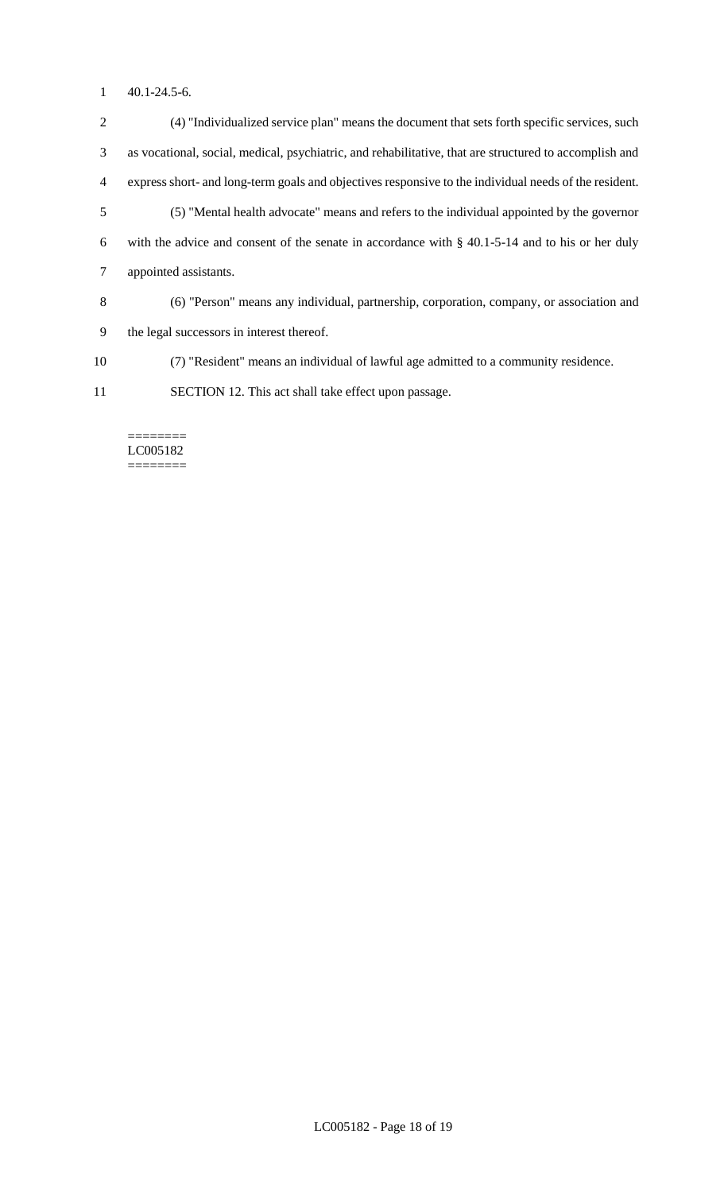40.1-24.5-6.

(4) "Individualized service plan" means the document that sets forth specific services, such as vocational, social, medical, psychiatric, and rehabilitative, that are structured to accomplish and express short- and long-term goals and objectives responsive to the individual needs of the resident.

(5) "Mental health advocate" means and refers to the individual appointed by the governor with the advice and consent of the senate in accordance with § 40.1-5-14 and to his or her duly appointed assistants.

(6) "Person" means any individual, partnership, corporation, company, or association and the legal successors in interest thereof.

(7) "Resident" means an individual of lawful age admitted to a community residence.

SECTION 12. This act shall take effect upon passage.

========
LC005182
========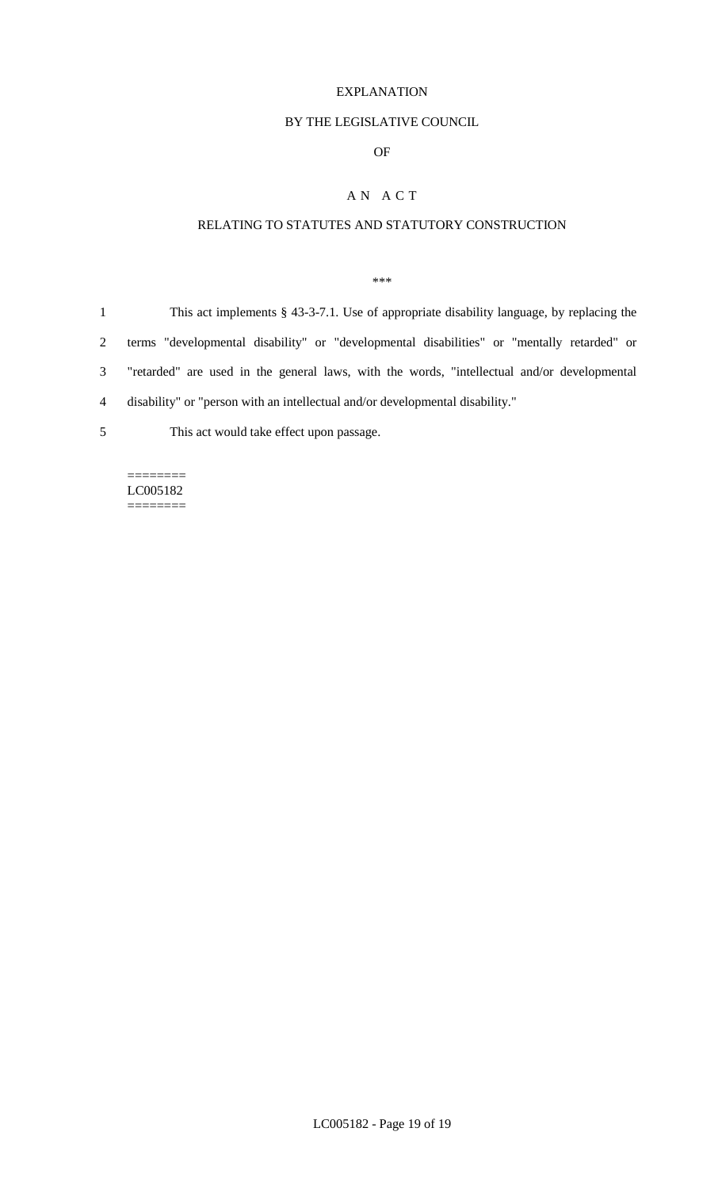EXPLANATION

BY THE LEGISLATIVE COUNCIL

OF

A N A C T

RELATING TO STATUTES AND STATUTORY CONSTRUCTION

\*\*\*

This act implements § 43-3-7.1. Use of appropriate disability language, by replacing the terms "developmental disability" or "developmental disabilities" or "mentally retarded" or "retarded" are used in the general laws, with the words, "intellectual and/or developmental disability" or "person with an intellectual and/or developmental disability."

This act would take effect upon passage.

========
LC005182
========